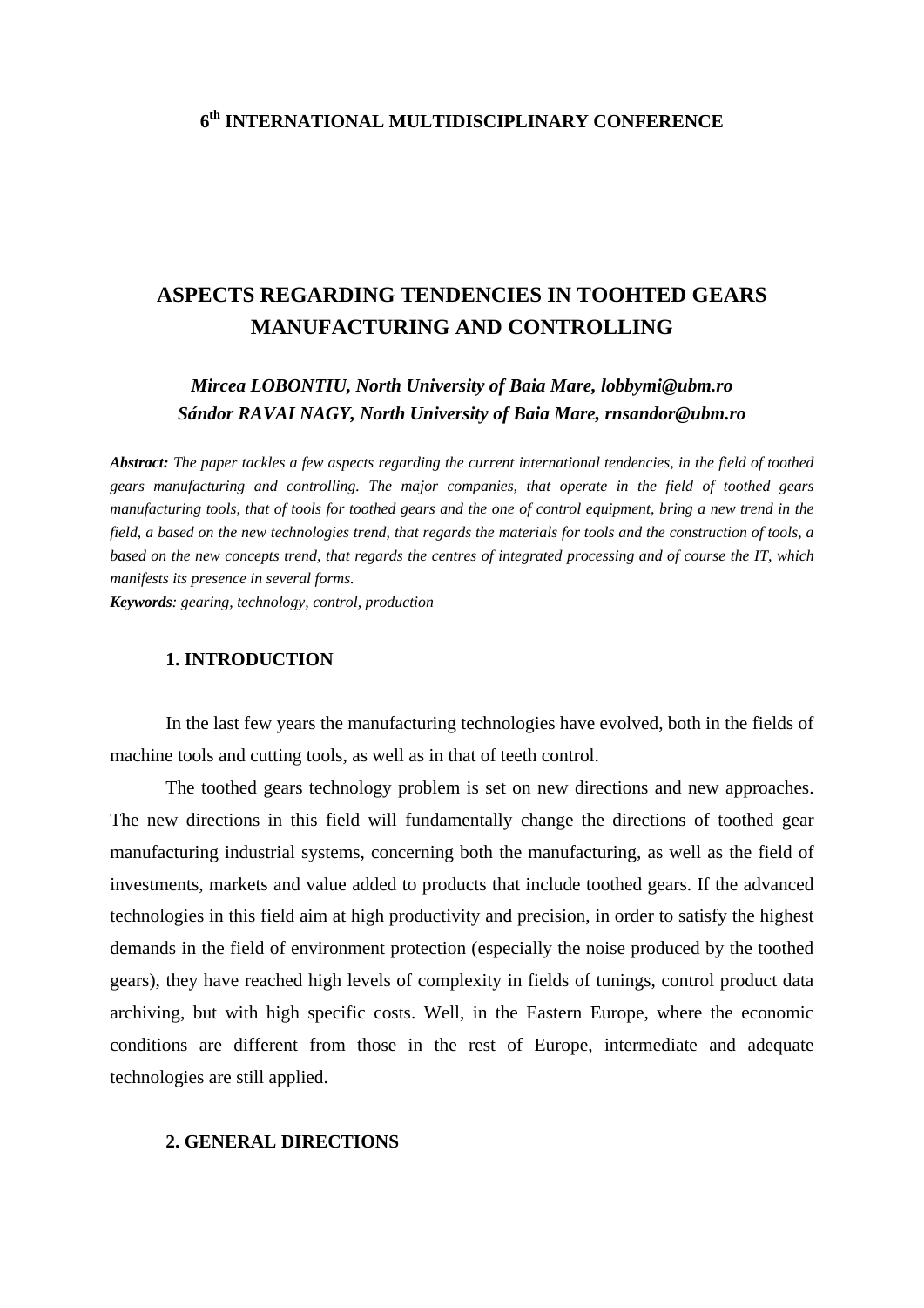**6th INTERNATIONAL MULTIDISCIPLINARY CONFERENCE**

# ASPECTS REGARDING TENDENCIES IN TOOHTED GEARS MANUFACTURING AND CONTROLLING

***Mircea LOBONTIU, North University of Baia Mare, lobbymi@ubm.ro***
***Sándor RAVAI NAGY, North University of Baia Mare, rnsandor@ubm.ro***

***Abstract:*** *The paper tackles a few aspects regarding the current international tendencies, in the field of toothed gears manufacturing and controlling. The major companies, that operate in the field of toothed gears manufacturing tools, that of tools for toothed gears and the one of control equipment, bring a new trend in the field, a based on the new technologies trend, that regards the materials for tools and the construction of tools, a based on the new concepts trend, that regards the centres of integrated processing and of course the IT, which manifests its presence in several forms.*

***Keywords****: gearing, technology, control, production*

## 1. INTRODUCTION

In the last few years the manufacturing technologies have evolved, both in the fields of machine tools and cutting tools, as well as in that of teeth control.

The toothed gears technology problem is set on new directions and new approaches. The new directions in this field will fundamentally change the directions of toothed gear manufacturing industrial systems, concerning both the manufacturing, as well as the field of investments, markets and value added to products that include toothed gears. If the advanced technologies in this field aim at high productivity and precision, in order to satisfy the highest demands in the field of environment protection (especially the noise produced by the toothed gears), they have reached high levels of complexity in fields of tunings, control product data archiving, but with high specific costs. Well, in the Eastern Europe, where the economic conditions are different from those in the rest of Europe, intermediate and adequate technologies are still applied.

## 2. GENERAL DIRECTIONS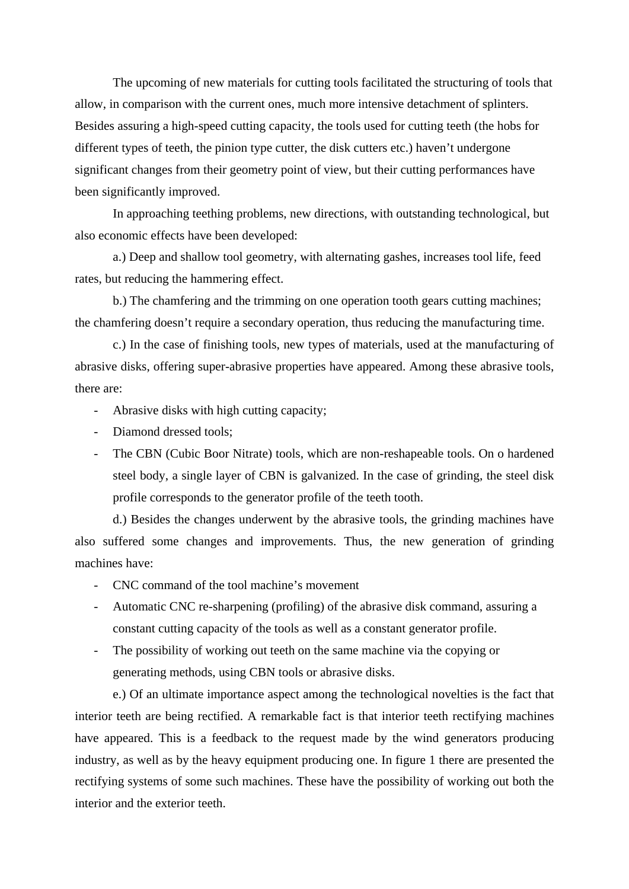The upcoming of new materials for cutting tools facilitated the structuring of tools that allow, in comparison with the current ones, much more intensive detachment of splinters. Besides assuring a high-speed cutting capacity, the tools used for cutting teeth (the hobs for different types of teeth, the pinion type cutter, the disk cutters etc.) haven't undergone significant changes from their geometry point of view, but their cutting performances have been significantly improved.

In approaching teething problems, new directions, with outstanding technological, but also economic effects have been developed:

a.) Deep and shallow tool geometry, with alternating gashes, increases tool life, feed rates, but reducing the hammering effect.

b.) The chamfering and the trimming on one operation tooth gears cutting machines; the chamfering doesn't require a secondary operation, thus reducing the manufacturing time.

c.) In the case of finishing tools, new types of materials, used at the manufacturing of abrasive disks, offering super-abrasive properties have appeared. Among these abrasive tools, there are:

- Abrasive disks with high cutting capacity;
- Diamond dressed tools;
- The CBN (Cubic Boor Nitrate) tools, which are non-reshapeable tools. On o hardened steel body, a single layer of CBN is galvanized. In the case of grinding, the steel disk profile corresponds to the generator profile of the teeth tooth.

d.) Besides the changes underwent by the abrasive tools, the grinding machines have also suffered some changes and improvements. Thus, the new generation of grinding machines have:

- CNC command of the tool machine's movement
- Automatic CNC re-sharpening (profiling) of the abrasive disk command, assuring a constant cutting capacity of the tools as well as a constant generator profile.
- The possibility of working out teeth on the same machine via the copying or generating methods, using CBN tools or abrasive disks.

e.) Of an ultimate importance aspect among the technological novelties is the fact that interior teeth are being rectified. A remarkable fact is that interior teeth rectifying machines have appeared. This is a feedback to the request made by the wind generators producing industry, as well as by the heavy equipment producing one. In figure 1 there are presented the rectifying systems of some such machines. These have the possibility of working out both the interior and the exterior teeth.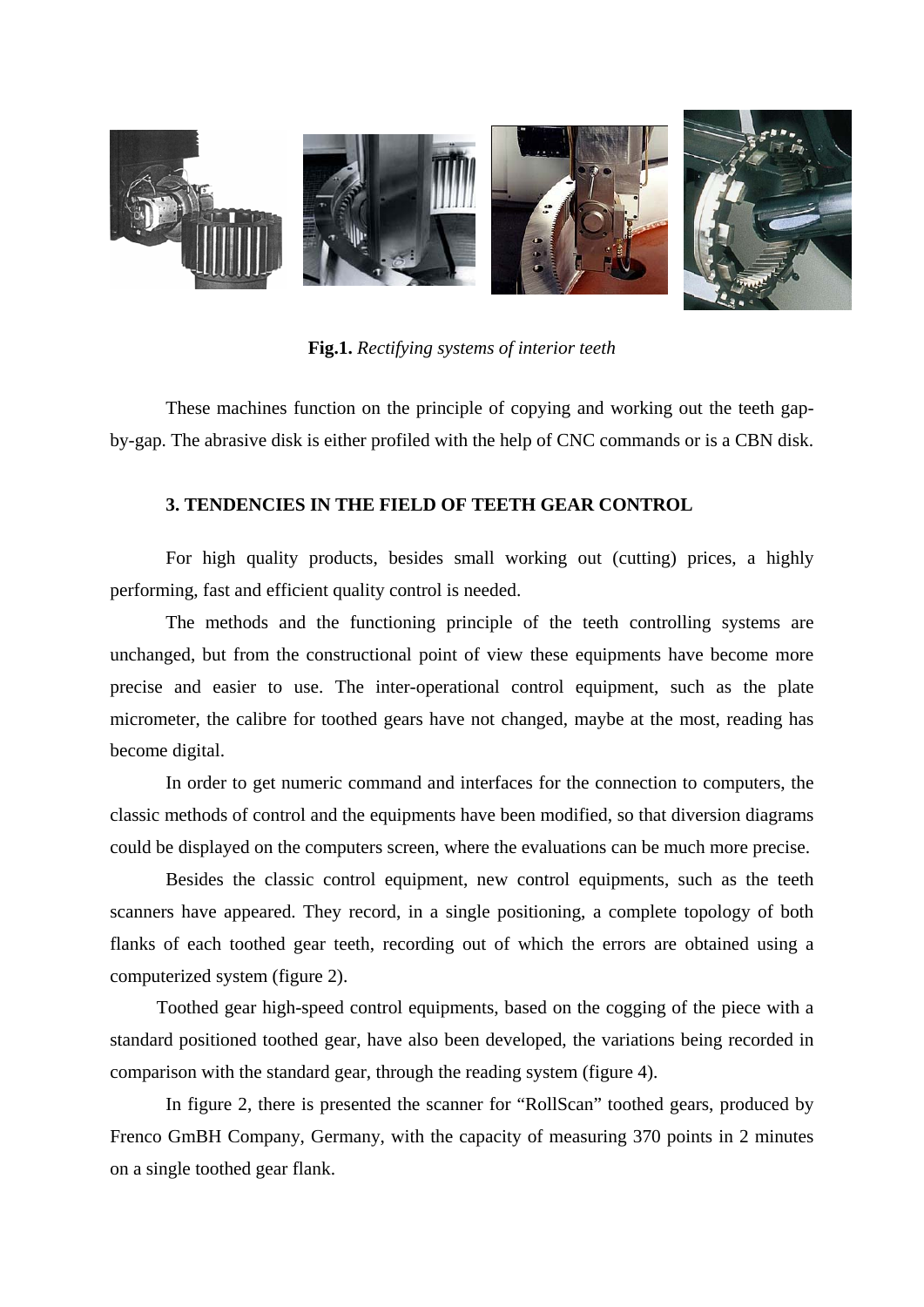**Fig.1.** *Rectifying systems of interior teeth*

These machines function on the principle of copying and working out the teeth gap-by-gap. The abrasive disk is either profiled with the help of CNC commands or is a CBN disk.

## 3. TENDENCIES IN THE FIELD OF TEETH GEAR CONTROL

For high quality products, besides small working out (cutting) prices, a highly performing, fast and efficient quality control is needed.

The methods and the functioning principle of the teeth controlling systems are unchanged, but from the constructional point of view these equipments have become more precise and easier to use. The inter-operational control equipment, such as the plate micrometer, the calibre for toothed gears have not changed, maybe at the most, reading has become digital.

In order to get numeric command and interfaces for the connection to computers, the classic methods of control and the equipments have been modified, so that diversion diagrams could be displayed on the computers screen, where the evaluations can be much more precise.

Besides the classic control equipment, new control equipments, such as the teeth scanners have appeared. They record, in a single positioning, a complete topology of both flanks of each toothed gear teeth, recording out of which the errors are obtained using a computerized system (figure 2).

Toothed gear high-speed control equipments, based on the cogging of the piece with a standard positioned toothed gear, have also been developed, the variations being recorded in comparison with the standard gear, through the reading system (figure 4).

In figure 2, there is presented the scanner for “RollScan” toothed gears, produced by Frenco GmBH Company, Germany, with the capacity of measuring 370 points in 2 minutes on a single toothed gear flank.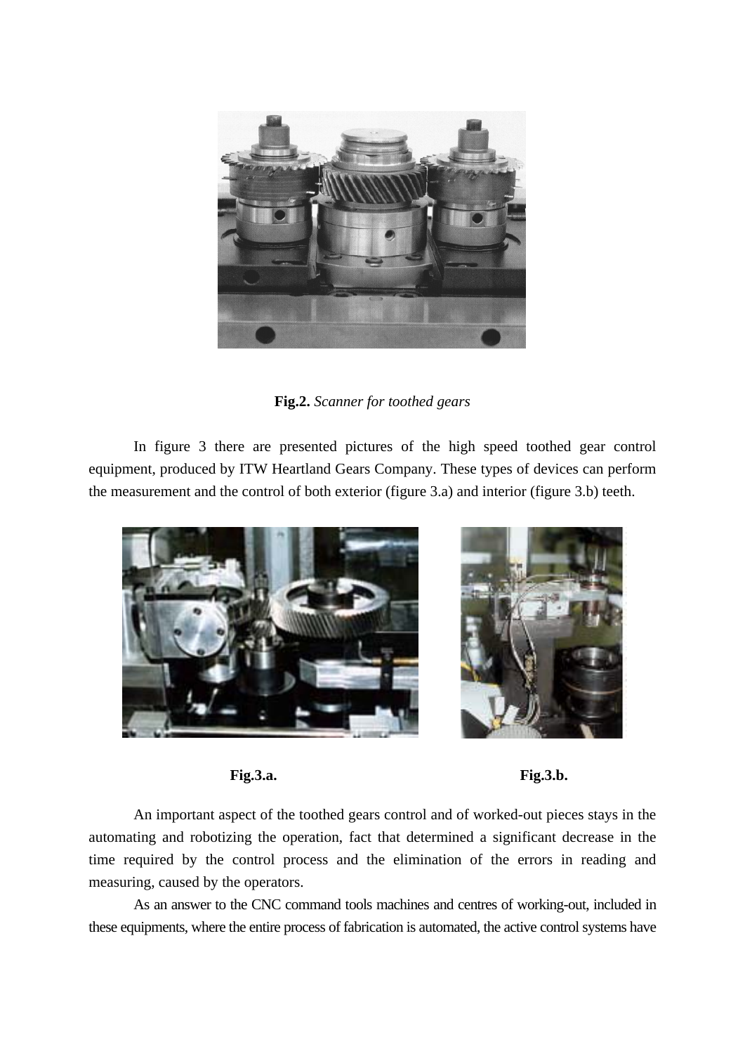**Fig.2.** *Scanner for toothed gears*

In figure 3 there are presented pictures of the high speed toothed gear control equipment, produced by ITW Heartland Gears Company. These types of devices can perform the measurement and the control of both exterior (figure 3.a) and interior (figure 3.b) teeth.

**Fig.3.a.** **Fig.3.b.**

An important aspect of the toothed gears control and of worked-out pieces stays in the automating and robotizing the operation, fact that determined a significant decrease in the time required by the control process and the elimination of the errors in reading and measuring, caused by the operators.

As an answer to the CNC command tools machines and centres of working-out, included in these equipments, where the entire process of fabrication is automated, the active control systems have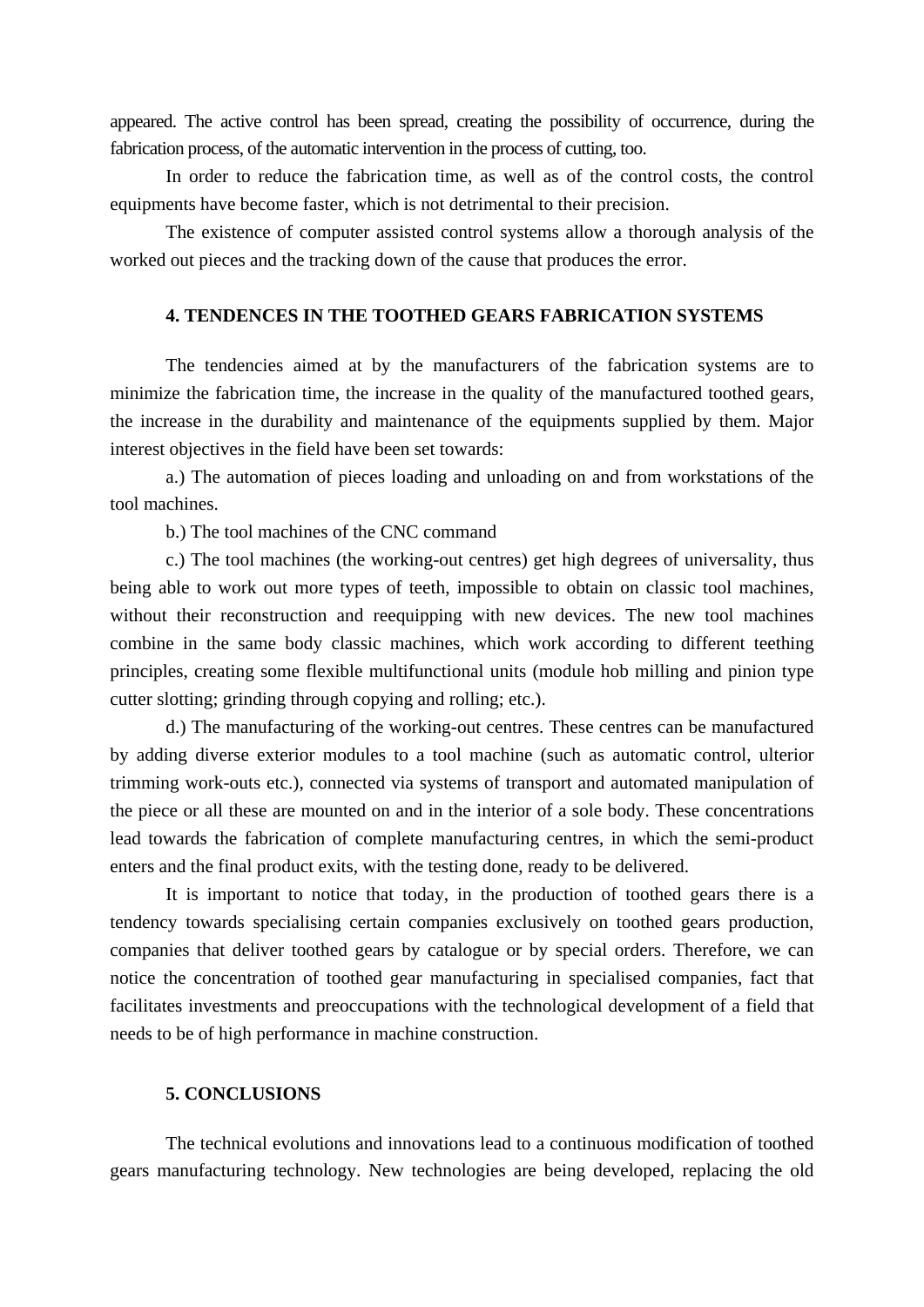appeared. The active control has been spread, creating the possibility of occurrence, during the fabrication process, of the automatic intervention in the process of cutting, too.

In order to reduce the fabrication time, as well as of the control costs, the control equipments have become faster, which is not detrimental to their precision.

The existence of computer assisted control systems allow a thorough analysis of the worked out pieces and the tracking down of the cause that produces the error.

## 4. TENDENCES IN THE TOOTHED GEARS FABRICATION SYSTEMS

The tendencies aimed at by the manufacturers of the fabrication systems are to minimize the fabrication time, the increase in the quality of the manufactured toothed gears, the increase in the durability and maintenance of the equipments supplied by them. Major interest objectives in the field have been set towards:

a.) The automation of pieces loading and unloading on and from workstations of the tool machines.

b.) The tool machines of the CNC command

c.) The tool machines (the working-out centres) get high degrees of universality, thus being able to work out more types of teeth, impossible to obtain on classic tool machines, without their reconstruction and reequipping with new devices. The new tool machines combine in the same body classic machines, which work according to different teething principles, creating some flexible multifunctional units (module hob milling and pinion type cutter slotting; grinding through copying and rolling; etc.).

d.) The manufacturing of the working-out centres. These centres can be manufactured by adding diverse exterior modules to a tool machine (such as automatic control, ulterior trimming work-outs etc.), connected via systems of transport and automated manipulation of the piece or all these are mounted on and in the interior of a sole body. These concentrations lead towards the fabrication of complete manufacturing centres, in which the semi-product enters and the final product exits, with the testing done, ready to be delivered.

It is important to notice that today, in the production of toothed gears there is a tendency towards specialising certain companies exclusively on toothed gears production, companies that deliver toothed gears by catalogue or by special orders. Therefore, we can notice the concentration of toothed gear manufacturing in specialised companies, fact that facilitates investments and preoccupations with the technological development of a field that needs to be of high performance in machine construction.

## 5. CONCLUSIONS

The technical evolutions and innovations lead to a continuous modification of toothed gears manufacturing technology. New technologies are being developed, replacing the old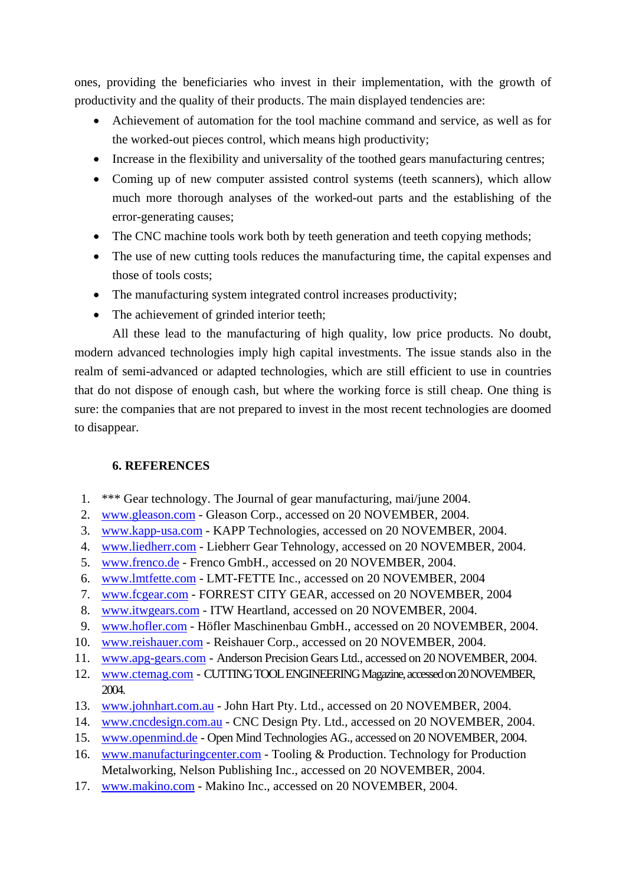ones, providing the beneficiaries who invest in their implementation, with the growth of productivity and the quality of their products. The main displayed tendencies are:

- Achievement of automation for the tool machine command and service, as well as for the worked-out pieces control, which means high productivity;
- Increase in the flexibility and universality of the toothed gears manufacturing centres;
- Coming up of new computer assisted control systems (teeth scanners), which allow much more thorough analyses of the worked-out parts and the establishing of the error-generating causes;
- The CNC machine tools work both by teeth generation and teeth copying methods;
- The use of new cutting tools reduces the manufacturing time, the capital expenses and those of tools costs;
- The manufacturing system integrated control increases productivity;
- The achievement of grinded interior teeth;

All these lead to the manufacturing of high quality, low price products. No doubt, modern advanced technologies imply high capital investments. The issue stands also in the realm of semi-advanced or adapted technologies, which are still efficient to use in countries that do not dispose of enough cash, but where the working force is still cheap. One thing is sure: the companies that are not prepared to invest in the most recent technologies are doomed to disappear.

## 6. REFERENCES

1. *** Gear technology. The Journal of gear manufacturing, mai/june 2004.
2. www.gleason.com - Gleason Corp., accessed on 20 NOVEMBER, 2004.
3. www.kapp-usa.com - KAPP Technologies, accessed on 20 NOVEMBER, 2004.
4. www.liedherr.com - Liebherr Gear Tehnology, accessed on 20 NOVEMBER, 2004.
5. www.frenco.de - Frenco GmbH., accessed on 20 NOVEMBER, 2004.
6. www.lmtfette.com - LMT-FETTE Inc., accessed on 20 NOVEMBER, 2004
7. www.fcgear.com - FORREST CITY GEAR, accessed on 20 NOVEMBER, 2004
8. www.itwgears.com - ITW Heartland, accessed on 20 NOVEMBER, 2004.
9. www.hofler.com - Höfler Maschinenbau GmbH., accessed on 20 NOVEMBER, 2004.
10. www.reishauer.com - Reishauer Corp., accessed on 20 NOVEMBER, 2004.
11. www.apg-gears.com - Anderson Precision Gears Ltd., accessed on 20 NOVEMBER, 2004.
12. www.ctemag.com - CUTTING TOOL ENGINEERING Magazine, accessed on 20 NOVEMBER, 2004.
13. www.johnhart.com.au - John Hart Pty. Ltd., accessed on 20 NOVEMBER, 2004.
14. www.cncdesign.com.au - CNC Design Pty. Ltd., accessed on 20 NOVEMBER, 2004.
15. www.openmind.de - Open Mind Technologies AG., accessed on 20 NOVEMBER, 2004.
16. www.manufacturingcenter.com - Tooling & Production. Technology for Production Metalworking, Nelson Publishing Inc., accessed on 20 NOVEMBER, 2004.
17. www.makino.com - Makino Inc., accessed on 20 NOVEMBER, 2004.